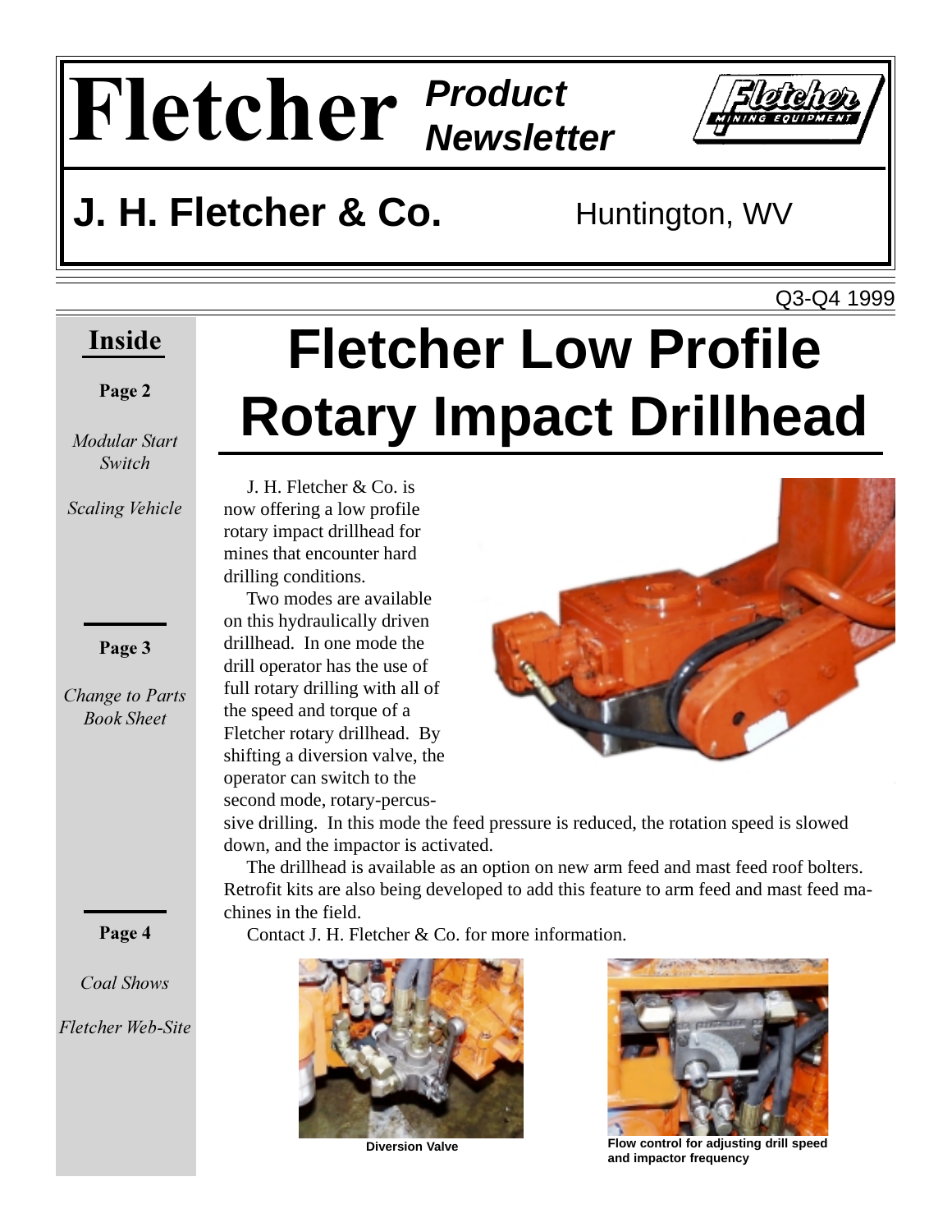# Fletcher *Product Newsletter*

## J. H. Fletcher & Co. Huntington, WV

Q3-Q4 1999

**Inside**

**Page 2**

*Modular Start Switch*

*Scaling Vehicle*

**Page 3**

*Change to Parts Book Sheet*

**Page 4**

*Coal Shows*

*Fletcher Web-Site*

# Fletcher Low Profile Rotary Impact Drillhead

J. H. Fletcher & Co. is now offering a low profile rotary impact drillhead for mines that encounter hard drilling conditions.

Two modes are available on this hydraulically driven drillhead. In one mode the drill operator has the use of full rotary drilling with all of the speed and torque of a Fletcher rotary drillhead. By shifting a diversion valve, the operator can switch to the second mode, rotary-percussive drilling. In this mode the feed pressure is reduced, the rotation speed is slowed down, and the impactor is activated.

The drillhead is available as an option on new arm feed and mast feed roof bolters. Retrofit kits are also being developed to add this feature to arm feed and mast feed machines in the field.

Contact J. H. Fletcher & Co. for more information.

**Diversion Valve**

**Flow control for adjusting drill speed and impactor frequency**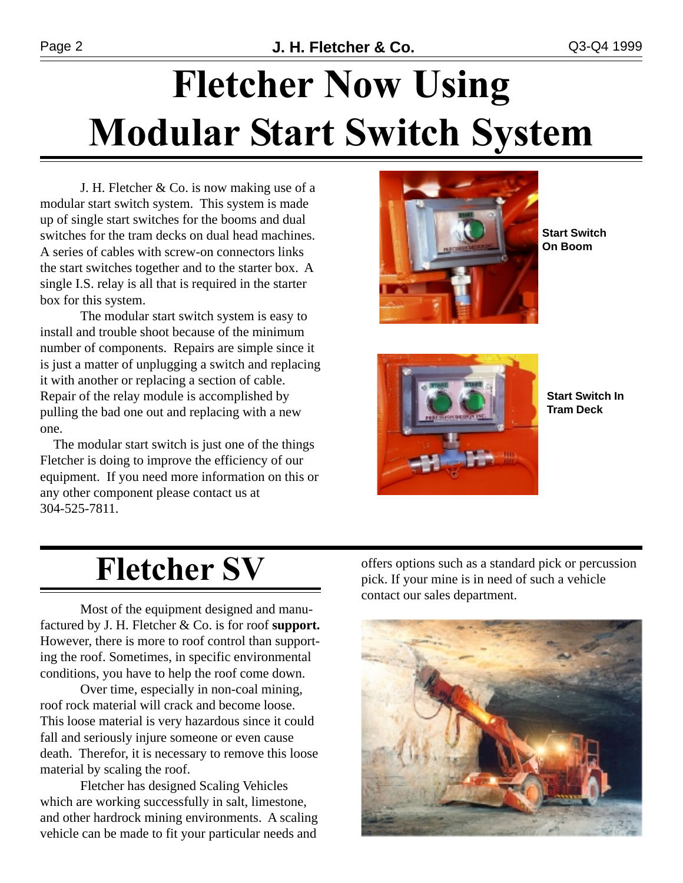# Fletcher Now Using Modular Start Switch System

J. H. Fletcher & Co. is now making use of a modular start switch system. This system is made up of single start switches for the booms and dual switches for the tram decks on dual head machines. A series of cables with screw-on connectors links the start switches together and to the starter box. A single I.S. relay is all that is required in the starter box for this system.

The modular start switch system is easy to install and trouble shoot because of the minimum number of components. Repairs are simple since it is just a matter of unplugging a switch and replacing it with another or replacing a section of cable. Repair of the relay module is accomplished by pulling the bad one out and replacing with a new one.

The modular start switch is just one of the things Fletcher is doing to improve the efficiency of our equipment. If you need more information on this or any other component please contact us at 304-525-7811.

**Start Switch On Boom**

**Start Switch In Tram Deck**

# Fletcher SV

Most of the equipment designed and manufactured by J. H. Fletcher & Co. is for roof **support.** However, there is more to roof control than supporting the roof. Sometimes, in specific environmental conditions, you have to help the roof come down.

Over time, especially in non-coal mining, roof rock material will crack and become loose. This loose material is very hazardous since it could fall and seriously injure someone or even cause death. Therefor, it is necessary to remove this loose material by scaling the roof.

Fletcher has designed Scaling Vehicles which are working successfully in salt, limestone, and other hardrock mining environments. A scaling vehicle can be made to fit your particular needs and offers options such as a standard pick or percussion pick. If your mine is in need of such a vehicle contact our sales department.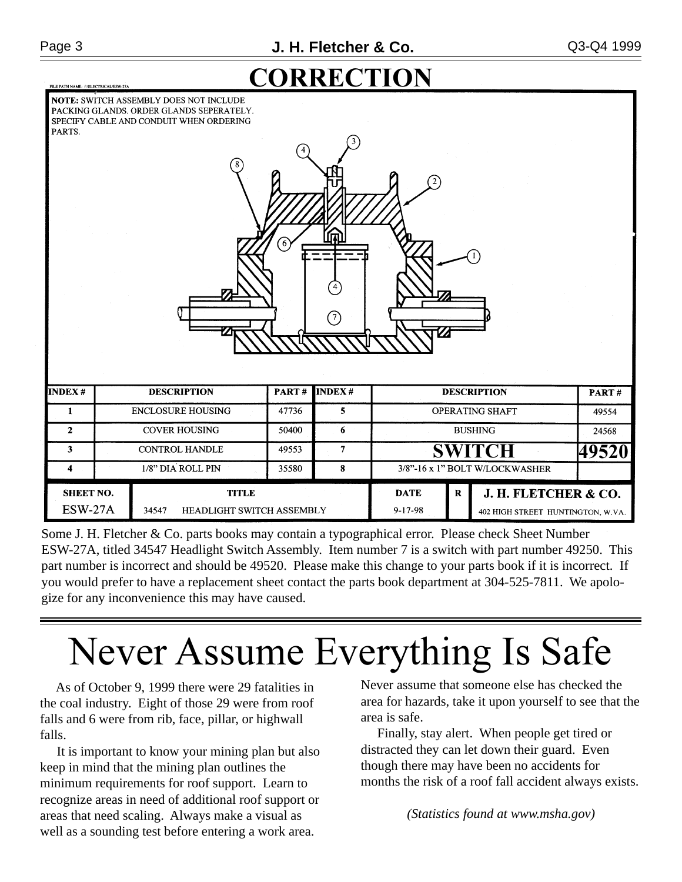# CORRECTION

FILE PATH NAME: f:\ELECTRICAL\ESW-27A

**NOTE:** SWITCH ASSEMBLY DOES NOT INCLUDE PACKING GLANDS. ORDER GLANDS SEPERATELY. SPECIFY CABLE AND CONDUIT WHEN ORDERING PARTS.

| INDEX # | DESCRIPTION | PART # | INDEX # | DESCRIPTION | PART # |
|---|---|---|---|---|---|
| 1 | ENCLOSURE HOUSING | 47736 | 5 | OPERATING SHAFT | 49554 |
| 2 | COVER HOUSING | 50400 | 6 | BUSHING | 24568 |
| 3 | CONTROL HANDLE | 49553 | 7 | SWITCH | 49520 |
| 4 | 1/8" DIA ROLL PIN | 35580 | 8 | 3/8"-16 x 1" BOLT W/LOCKWASHER | |

| SHEET NO. | TITLE | DATE | R | J. H. FLETCHER & CO. |
|---|---|---|---|---|
| ESW-27A | 34547 HEADLIGHT SWITCH ASSEMBLY | 9-17-98 | | 402 HIGH STREET HUNTINGTON, W.VA. |

Some J. H. Fletcher & Co. parts books may contain a typographical error. Please check Sheet Number ESW-27A, titled 34547 Headlight Switch Assembly. Item number 7 is a switch with part number 49250. This part number is incorrect and should be 49520. Please make this change to your parts book if it is incorrect. If you would prefer to have a replacement sheet contact the parts book department at 304-525-7811. We apologize for any inconvenience this may have caused.

# Never Assume Everything Is Safe

As of October 9, 1999 there were 29 fatalities in the coal industry. Eight of those 29 were from roof falls and 6 were from rib, face, pillar, or highwall falls.

It is important to know your mining plan but also keep in mind that the mining plan outlines the minimum requirements for roof support. Learn to recognize areas in need of additional roof support or areas that need scaling. Always make a visual as well as a sounding test before entering a work area. Never assume that someone else has checked the area for hazards, take it upon yourself to see that the area is safe.

Finally, stay alert. When people get tired or distracted they can let down their guard. Even though there may have been no accidents for months the risk of a roof fall accident always exists.

*(Statistics found at www.msha.gov)*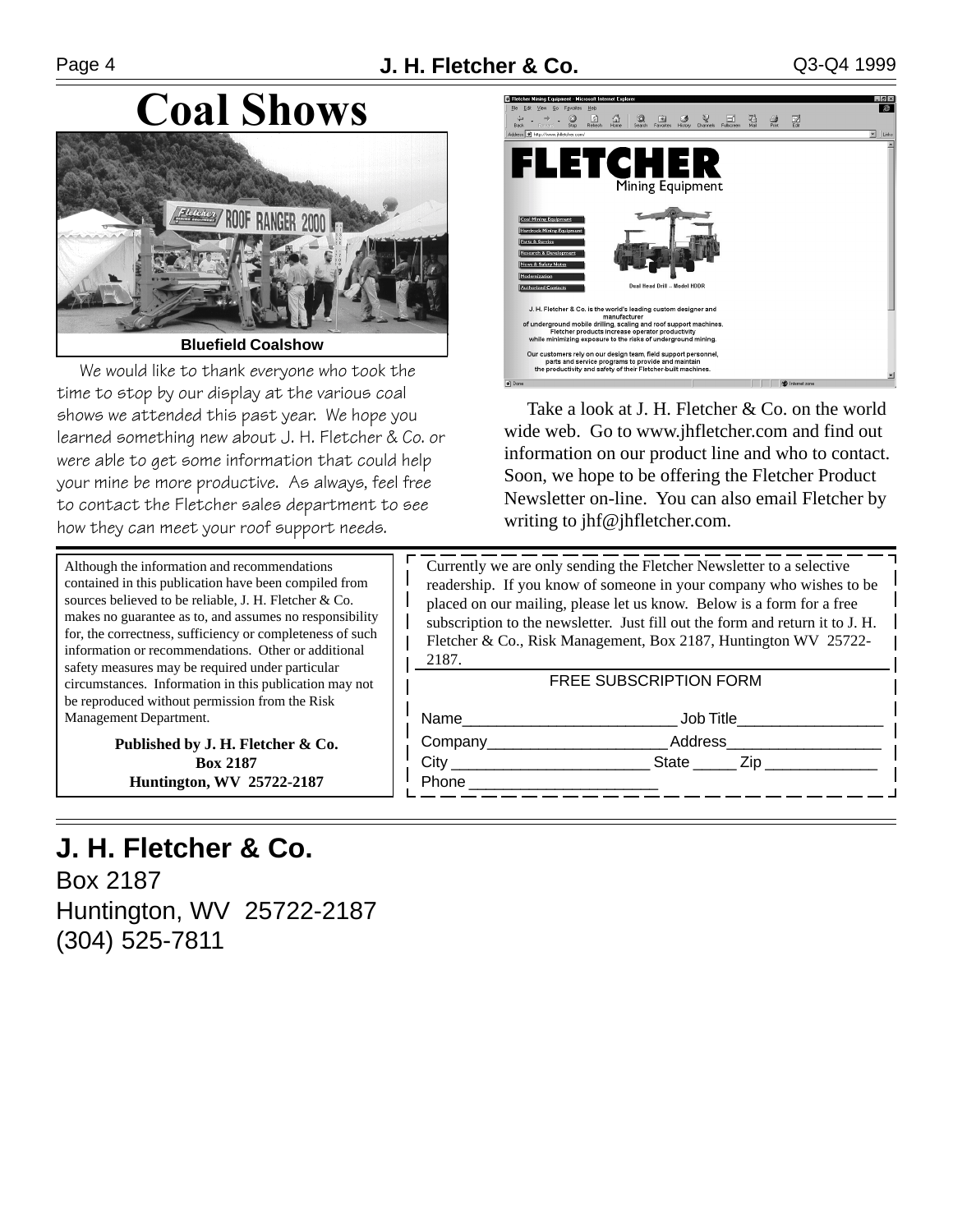# Coal Shows

Bluefield Coalshow

We would like to thank everyone who took the time to stop by our display at the various coal shows we attended this past year. We hope you learned something new about J. H. Fletcher & Co. or were able to get some information that could help your mine be more productive. As always, feel free to contact the Fletcher sales department to see how they can meet your roof support needs.

Take a look at J. H. Fletcher & Co. on the world wide web. Go to www.jhfletcher.com and find out information on our product line and who to contact. Soon, we hope to be offering the Fletcher Product Newsletter on-line. You can also email Fletcher by writing to jhf@jhfletcher.com.

Although the information and recommendations contained in this publication have been compiled from sources believed to be reliable, J. H. Fletcher & Co. makes no guarantee as to, and assumes no responsibility for, the correctness, sufficiency or completeness of such information or recommendations. Other or additional safety measures may be required under particular circumstances. Information in this publication may not be reproduced without permission from the Risk Management Department.

**Published by J. H. Fletcher & Co.**
**Box 2187**
**Huntington, WV 25722-2187**

Currently we are only sending the Fletcher Newsletter to a selective readership. If you know of someone in your company who wishes to be placed on our mailing, please let us know. Below is a form for a free subscription to the newsletter. Just fill out the form and return it to J. H. Fletcher & Co., Risk Management, Box 2187, Huntington WV 25722-2187.

FREE SUBSCRIPTION FORM

Name__________________________ Job Title_________________

Company_____________________ Address__________________

City _______________________ State _____ Zip _____________

Phone ______________________

**J. H. Fletcher & Co.**
Box 2187
Huntington, WV 25722-2187
(304) 525-7811